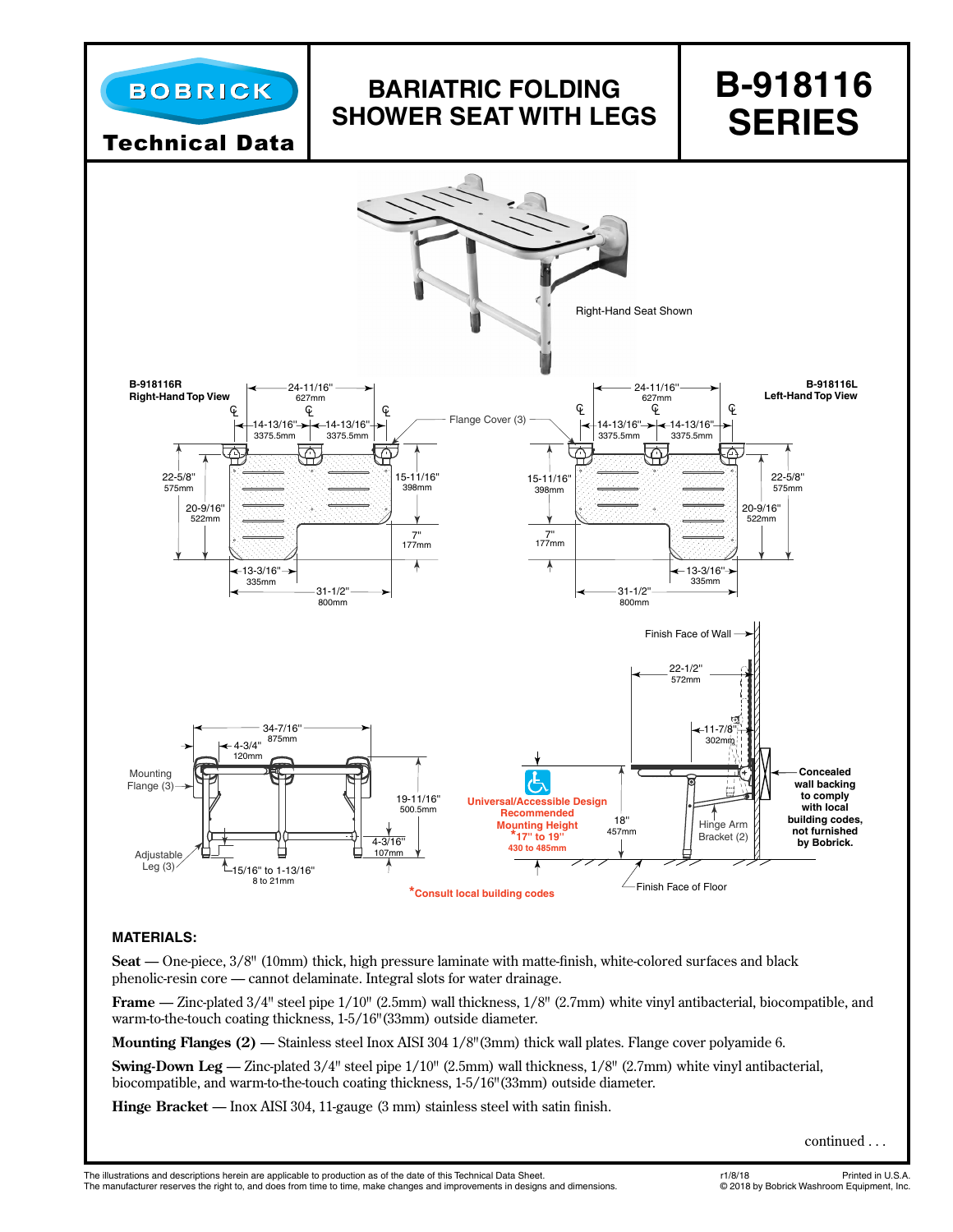# BOBRICK Technical Data

# BARIATRIC FOLDING SHOWER SEAT WITH LEGS

# B-918116 SERIES

Right-Hand Seat Shown

**B-918116R**
**Right-Hand Top View**

**B-918116L**
**Left-Hand Top View**

24-11/16" 627mm

14-13/16" 3375.5mm

Flange Cover (3)

22-5/8" 575mm

20-9/16" 522mm

15-11/16" 398mm

7" 177mm

13-3/16" 335mm

31-1/2" 800mm

Finish Face of Wall

22-1/2" 572mm

11-7/8" 302mm

34-7/16" 875mm

4-3/4" 120mm

Mounting Flange (3)

19-11/16" 500.5mm

4-3/16" 107mm

Adjustable Leg (3)

15/16" to 1-13/16" 8 to 21mm

Universal/Accessible Design Recommended Mounting Height *17" to 19" 430 to 485mm

18" 457mm

Hinge Arm Bracket (2)

**Concealed wall backing to comply with local building codes, not furnished by Bobrick.**

Finish Face of Floor

*Consult local building codes

## MATERIALS:

**Seat** — One-piece, 3/8" (10mm) thick, high pressure laminate with matte-finish, white-colored surfaces and black phenolic-resin core — cannot delaminate. Integral slots for water drainage.

**Frame** — Zinc-plated 3/4" steel pipe 1/10" (2.5mm) wall thickness, 1/8" (2.7mm) white vinyl antibacterial, biocompatible, and warm-to-the-touch coating thickness, 1-5/16"(33mm) outside diameter.

**Mounting Flanges (2)** — Stainless steel Inox AISI 304 1/8"(3mm) thick wall plates. Flange cover polyamide 6.

**Swing-Down Leg** — Zinc-plated 3/4" steel pipe 1/10" (2.5mm) wall thickness, 1/8" (2.7mm) white vinyl antibacterial, biocompatible, and warm-to-the-touch coating thickness, 1-5/16"(33mm) outside diameter.

**Hinge Bracket** — Inox AISI 304, 11-gauge (3 mm) stainless steel with satin finish.

continued . . .

The illustrations and descriptions herein are applicable to production as of the date of this Technical Data Sheet.
The manufacturer reserves the right to, and does from time to time, make changes and improvements in designs and dimensions.

r1/8/18 Printed in U.S.A.
© 2018 by Bobrick Washroom Equipment, Inc.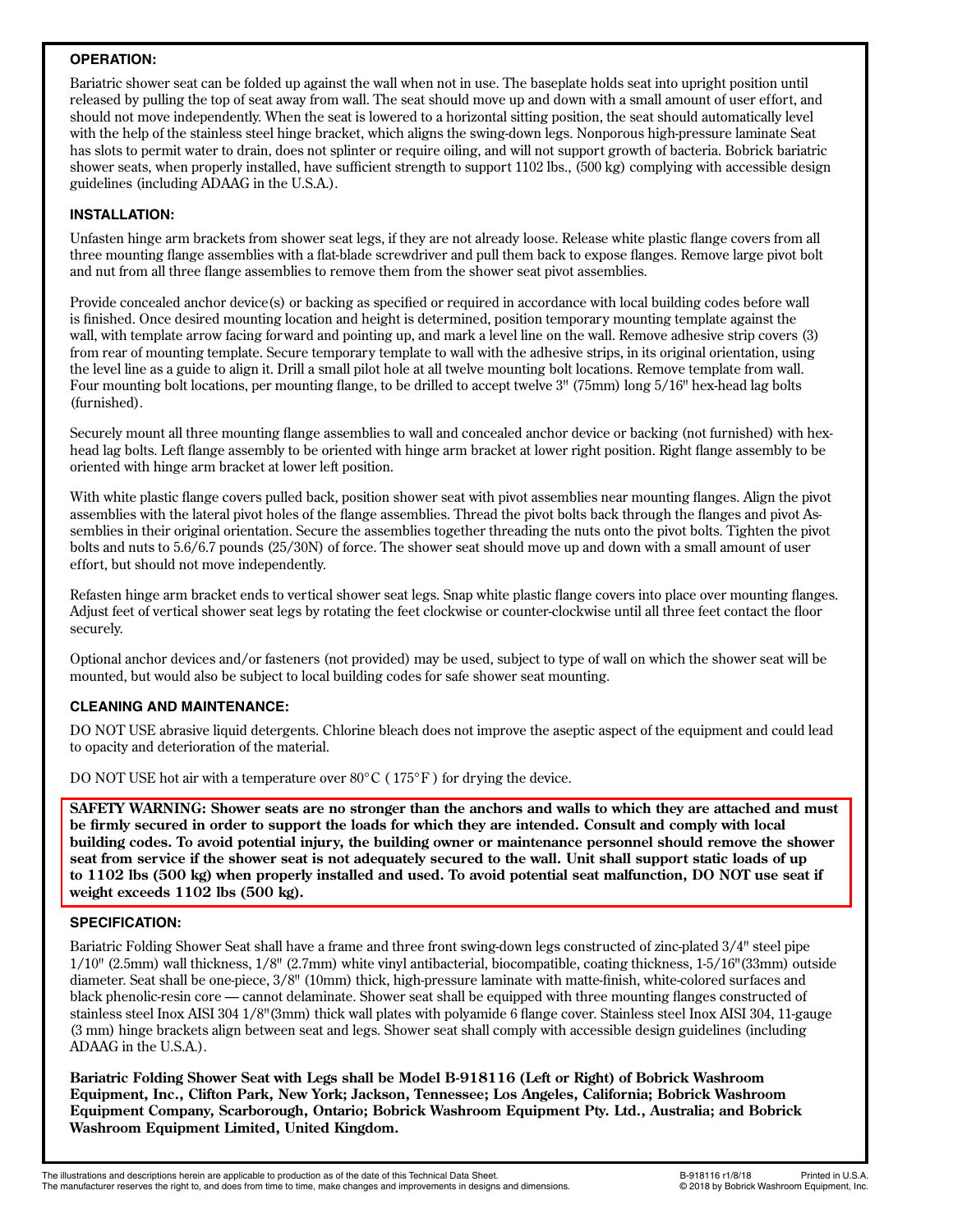## OPERATION:

Bariatric shower seat can be folded up against the wall when not in use. The baseplate holds seat into upright position until released by pulling the top of seat away from wall. The seat should move up and down with a small amount of user effort, and should not move independently. When the seat is lowered to a horizontal sitting position, the seat should automatically level with the help of the stainless steel hinge bracket, which aligns the swing-down legs. Nonporous high-pressure laminate Seat has slots to permit water to drain, does not splinter or require oiling, and will not support growth of bacteria. Bobrick bariatric shower seats, when properly installed, have sufficient strength to support 1102 lbs., (500 kg) complying with accessible design guidelines (including ADAAG in the U.S.A.).

## INSTALLATION:

Unfasten hinge arm brackets from shower seat legs, if they are not already loose. Release white plastic flange covers from all three mounting flange assemblies with a flat-blade screwdriver and pull them back to expose flanges. Remove large pivot bolt and nut from all three flange assemblies to remove them from the shower seat pivot assemblies.

Provide concealed anchor device(s) or backing as specified or required in accordance with local building codes before wall is finished. Once desired mounting location and height is determined, position temporary mounting template against the wall, with template arrow facing forward and pointing up, and mark a level line on the wall. Remove adhesive strip covers (3) from rear of mounting template. Secure temporary template to wall with the adhesive strips, in its original orientation, using the level line as a guide to align it. Drill a small pilot hole at all twelve mounting bolt locations. Remove template from wall. Four mounting bolt locations, per mounting flange, to be drilled to accept twelve 3" (75mm) long 5/16" hex-head lag bolts (furnished).

Securely mount all three mounting flange assemblies to wall and concealed anchor device or backing (not furnished) with hex-head lag bolts. Left flange assembly to be oriented with hinge arm bracket at lower right position. Right flange assembly to be oriented with hinge arm bracket at lower left position.

With white plastic flange covers pulled back, position shower seat with pivot assemblies near mounting flanges. Align the pivot assemblies with the lateral pivot holes of the flange assemblies. Thread the pivot bolts back through the flanges and pivot Assemblies in their original orientation. Secure the assemblies together threading the nuts onto the pivot bolts. Tighten the pivot bolts and nuts to 5.6/6.7 pounds (25/30N) of force. The shower seat should move up and down with a small amount of user effort, but should not move independently.

Refasten hinge arm bracket ends to vertical shower seat legs. Snap white plastic flange covers into place over mounting flanges. Adjust feet of vertical shower seat legs by rotating the feet clockwise or counter-clockwise until all three feet contact the floor securely.

Optional anchor devices and/or fasteners (not provided) may be used, subject to type of wall on which the shower seat will be mounted, but would also be subject to local building codes for safe shower seat mounting.

## CLEANING AND MAINTENANCE:

DO NOT USE abrasive liquid detergents. Chlorine bleach does not improve the aseptic aspect of the equipment and could lead to opacity and deterioration of the material.

DO NOT USE hot air with a temperature over 80°C ( 175°F ) for drying the device.

**SAFETY WARNING: Shower seats are no stronger than the anchors and walls to which they are attached and must be firmly secured in order to support the loads for which they are intended. Consult and comply with local building codes. To avoid potential injury, the building owner or maintenance personnel should remove the shower seat from service if the shower seat is not adequately secured to the wall. Unit shall support static loads of up to 1102 lbs (500 kg) when properly installed and used. To avoid potential seat malfunction, DO NOT use seat if weight exceeds 1102 lbs (500 kg).**

## SPECIFICATION:

Bariatric Folding Shower Seat shall have a frame and three front swing-down legs constructed of zinc-plated 3/4" steel pipe 1/10" (2.5mm) wall thickness, 1/8" (2.7mm) white vinyl antibacterial, biocompatible, coating thickness, 1-5/16"(33mm) outside diameter. Seat shall be one-piece, 3/8" (10mm) thick, high-pressure laminate with matte-finish, white-colored surfaces and black phenolic-resin core — cannot delaminate. Shower seat shall be equipped with three mounting flanges constructed of stainless steel Inox AISI 304 1/8"(3mm) thick wall plates with polyamide 6 flange cover. Stainless steel Inox AISI 304, 11-gauge (3 mm) hinge brackets align between seat and legs. Shower seat shall comply with accessible design guidelines (including ADAAG in the U.S.A.).

**Bariatric Folding Shower Seat with Legs shall be Model B-918116 (Left or Right) of Bobrick Washroom Equipment, Inc., Clifton Park, New York; Jackson, Tennessee; Los Angeles, California; Bobrick Washroom Equipment Company, Scarborough, Ontario; Bobrick Washroom Equipment Pty. Ltd., Australia; and Bobrick Washroom Equipment Limited, United Kingdom.**

The illustrations and descriptions herein are applicable to production as of the date of this Technical Data Sheet.
The manufacturer reserves the right to, and does from time to time, make changes and improvements in designs and dimensions.

B-918116 r1/8/18 Printed in U.S.A.
© 2018 by Bobrick Washroom Equipment, Inc.